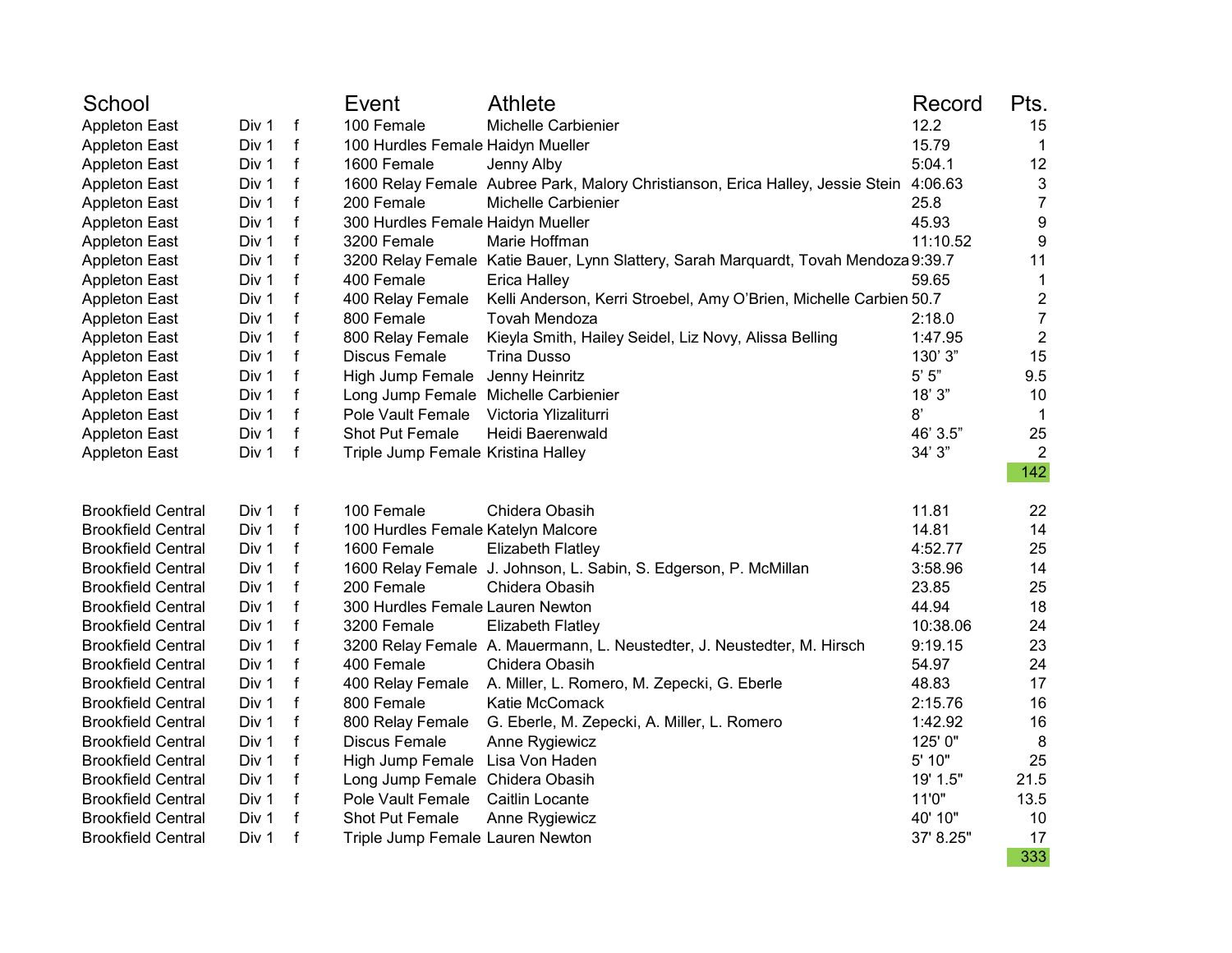| School | | | Event | Athlete | Record | Pts. |
|---|---|---|---|---|---|---|
| Appleton East | Div 1 | f | 100 Female | Michelle Carbienier | 12.2 | 15 |
| Appleton East | Div 1 | f | 100 Hurdles Female | Haidyn Mueller | 15.79 | 1 |
| Appleton East | Div 1 | f | 1600 Female | Jenny Alby | 5:04.1 | 12 |
| Appleton East | Div 1 | f | 1600 Relay Female | Aubree Park, Malory Christianson, Erica Halley, Jessie Stein | 4:06.63 | 3 |
| Appleton East | Div 1 | f | 200 Female | Michelle Carbienier | 25.8 | 7 |
| Appleton East | Div 1 | f | 300 Hurdles Female | Haidyn Mueller | 45.93 | 9 |
| Appleton East | Div 1 | f | 3200 Female | Marie Hoffman | 11:10.52 | 9 |
| Appleton East | Div 1 | f | 3200 Relay Female | Katie Bauer, Lynn Slattery, Sarah Marquardt, Tovah Mendoza | 9:39.7 | 11 |
| Appleton East | Div 1 | f | 400 Female | Erica Halley | 59.65 | 1 |
| Appleton East | Div 1 | f | 400 Relay Female | Kelli Anderson, Kerri Stroebel, Amy O'Brien, Michelle Carbien | 50.7 | 2 |
| Appleton East | Div 1 | f | 800 Female | Tovah Mendoza | 2:18.0 | 7 |
| Appleton East | Div 1 | f | 800 Relay Female | Kieyla Smith, Hailey Seidel, Liz Novy, Alissa Belling | 1:47.95 | 2 |
| Appleton East | Div 1 | f | Discus Female | Trina Dusso | 130' 3" | 15 |
| Appleton East | Div 1 | f | High Jump Female | Jenny Heinritz | 5' 5" | 9.5 |
| Appleton East | Div 1 | f | Long Jump Female | Michelle Carbienier | 18' 3" | 10 |
| Appleton East | Div 1 | f | Pole Vault Female | Victoria Ylizaliturri | 8' | 1 |
| Appleton East | Div 1 | f | Shot Put Female | Heidi Baerenwald | 46' 3.5" | 25 |
| Appleton East | Div 1 | f | Triple Jump Female | Kristina Halley | 34' 3" | 2 |
| | | | | | | 142 |
| | | | | | | |
| Brookfield Central | Div 1 | f | 100 Female | Chidera Obasih | 11.81 | 22 |
| Brookfield Central | Div 1 | f | 100 Hurdles Female | Katelyn Malcore | 14.81 | 14 |
| Brookfield Central | Div 1 | f | 1600 Female | Elizabeth Flatley | 4:52.77 | 25 |
| Brookfield Central | Div 1 | f | 1600 Relay Female | J. Johnson, L. Sabin, S. Edgerson, P. McMillan | 3:58.96 | 14 |
| Brookfield Central | Div 1 | f | 200 Female | Chidera Obasih | 23.85 | 25 |
| Brookfield Central | Div 1 | f | 300 Hurdles Female | Lauren Newton | 44.94 | 18 |
| Brookfield Central | Div 1 | f | 3200 Female | Elizabeth Flatley | 10:38.06 | 24 |
| Brookfield Central | Div 1 | f | 3200 Relay Female | A. Mauermann, L. Neustedter, J. Neustedter, M. Hirsch | 9:19.15 | 23 |
| Brookfield Central | Div 1 | f | 400 Female | Chidera Obasih | 54.97 | 24 |
| Brookfield Central | Div 1 | f | 400 Relay Female | A. Miller, L. Romero, M. Zepecki, G. Eberle | 48.83 | 17 |
| Brookfield Central | Div 1 | f | 800 Female | Katie McComack | 2:15.76 | 16 |
| Brookfield Central | Div 1 | f | 800 Relay Female | G. Eberle, M. Zepecki, A. Miller, L. Romero | 1:42.92 | 16 |
| Brookfield Central | Div 1 | f | Discus Female | Anne Rygiewicz | 125' 0" | 8 |
| Brookfield Central | Div 1 | f | High Jump Female | Lisa Von Haden | 5' 10" | 25 |
| Brookfield Central | Div 1 | f | Long Jump Female | Chidera Obasih | 19' 1.5" | 21.5 |
| Brookfield Central | Div 1 | f | Pole Vault Female | Caitlin Locante | 11'0" | 13.5 |
| Brookfield Central | Div 1 | f | Shot Put Female | Anne Rygiewicz | 40' 10" | 10 |
| Brookfield Central | Div 1 | f | Triple Jump Female | Lauren Newton | 37' 8.25" | 17 |
| | | | | | | 333 |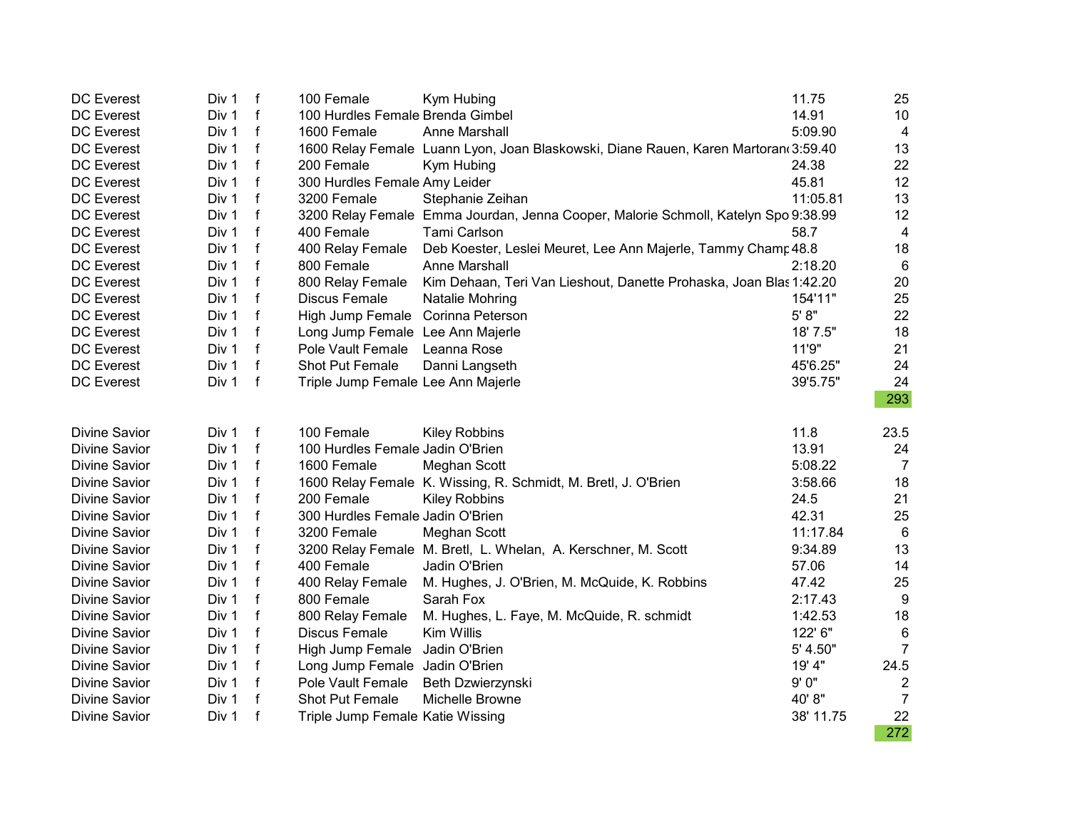| | | | | | | |
|---|---|---|---|---|---|---|
| DC Everest | Div 1 | f | 100 Female | Kym Hubing | 11.75 | 25 |
| DC Everest | Div 1 | f | 100 Hurdles Female | Brenda Gimbel | 14.91 | 10 |
| DC Everest | Div 1 | f | 1600 Female | Anne Marshall | 5:09.90 | 4 |
| DC Everest | Div 1 | f | 1600 Relay Female | Luann Lyon, Joan Blaskowski, Diane Rauen, Karen Martoran | 3:59.40 | 13 |
| DC Everest | Div 1 | f | 200 Female | Kym Hubing | 24.38 | 22 |
| DC Everest | Div 1 | f | 300 Hurdles Female | Amy Leider | 45.81 | 12 |
| DC Everest | Div 1 | f | 3200 Female | Stephanie Zeihan | 11:05.81 | 13 |
| DC Everest | Div 1 | f | 3200 Relay Female | Emma Jourdan, Jenna Cooper, Malorie Schmoll, Katelyn Spo | 9:38.99 | 12 |
| DC Everest | Div 1 | f | 400 Female | Tami Carlson | 58.7 | 4 |
| DC Everest | Div 1 | f | 400 Relay Female | Deb Koester, Leslei Meuret, Lee Ann Majerle, Tammy Champ | 48.8 | 18 |
| DC Everest | Div 1 | f | 800 Female | Anne Marshall | 2:18.20 | 6 |
| DC Everest | Div 1 | f | 800 Relay Female | Kim Dehaan, Teri Van Lieshout, Danette Prohaska, Joan Blas | 1:42.20 | 20 |
| DC Everest | Div 1 | f | Discus Female | Natalie Mohring | 154'11" | 25 |
| DC Everest | Div 1 | f | High Jump Female | Corinna Peterson | 5' 8" | 22 |
| DC Everest | Div 1 | f | Long Jump Female | Lee Ann Majerle | 18' 7.5" | 18 |
| DC Everest | Div 1 | f | Pole Vault Female | Leanna Rose | 11'9" | 21 |
| DC Everest | Div 1 | f | Shot Put Female | Danni Langseth | 45'6.25" | 24 |
| DC Everest | Div 1 | f | Triple Jump Female | Lee Ann Majerle | 39'5.75" | 24 |
| | | | | | | 293 |
| | | | | | | |
| Divine Savior | Div 1 | f | 100 Female | Kiley Robbins | 11.8 | 23.5 |
| Divine Savior | Div 1 | f | 100 Hurdles Female | Jadin O'Brien | 13.91 | 24 |
| Divine Savior | Div 1 | f | 1600 Female | Meghan Scott | 5:08.22 | 7 |
| Divine Savior | Div 1 | f | 1600 Relay Female | K. Wissing, R. Schmidt, M. Bretl, J. O'Brien | 3:58.66 | 18 |
| Divine Savior | Div 1 | f | 200 Female | Kiley Robbins | 24.5 | 21 |
| Divine Savior | Div 1 | f | 300 Hurdles Female | Jadin O'Brien | 42.31 | 25 |
| Divine Savior | Div 1 | f | 3200 Female | Meghan Scott | 11:17.84 | 6 |
| Divine Savior | Div 1 | f | 3200 Relay Female | M. Bretl, L. Whelan, A. Kerschner, M. Scott | 9:34.89 | 13 |
| Divine Savior | Div 1 | f | 400 Female | Jadin O'Brien | 57.06 | 14 |
| Divine Savior | Div 1 | f | 400 Relay Female | M. Hughes, J. O'Brien, M. McQuide, K. Robbins | 47.42 | 25 |
| Divine Savior | Div 1 | f | 800 Female | Sarah Fox | 2:17.43 | 9 |
| Divine Savior | Div 1 | f | 800 Relay Female | M. Hughes, L. Faye, M. McQuide, R. schmidt | 1:42.53 | 18 |
| Divine Savior | Div 1 | f | Discus Female | Kim Willis | 122' 6" | 6 |
| Divine Savior | Div 1 | f | High Jump Female | Jadin O'Brien | 5' 4.50" | 7 |
| Divine Savior | Div 1 | f | Long Jump Female | Jadin O'Brien | 19' 4" | 24.5 |
| Divine Savior | Div 1 | f | Pole Vault Female | Beth Dzwierzynski | 9' 0" | 2 |
| Divine Savior | Div 1 | f | Shot Put Female | Michelle Browne | 40' 8" | 7 |
| Divine Savior | Div 1 | f | Triple Jump Female | Katie Wissing | 38' 11.75 | 22 |
| | | | | | | 272 |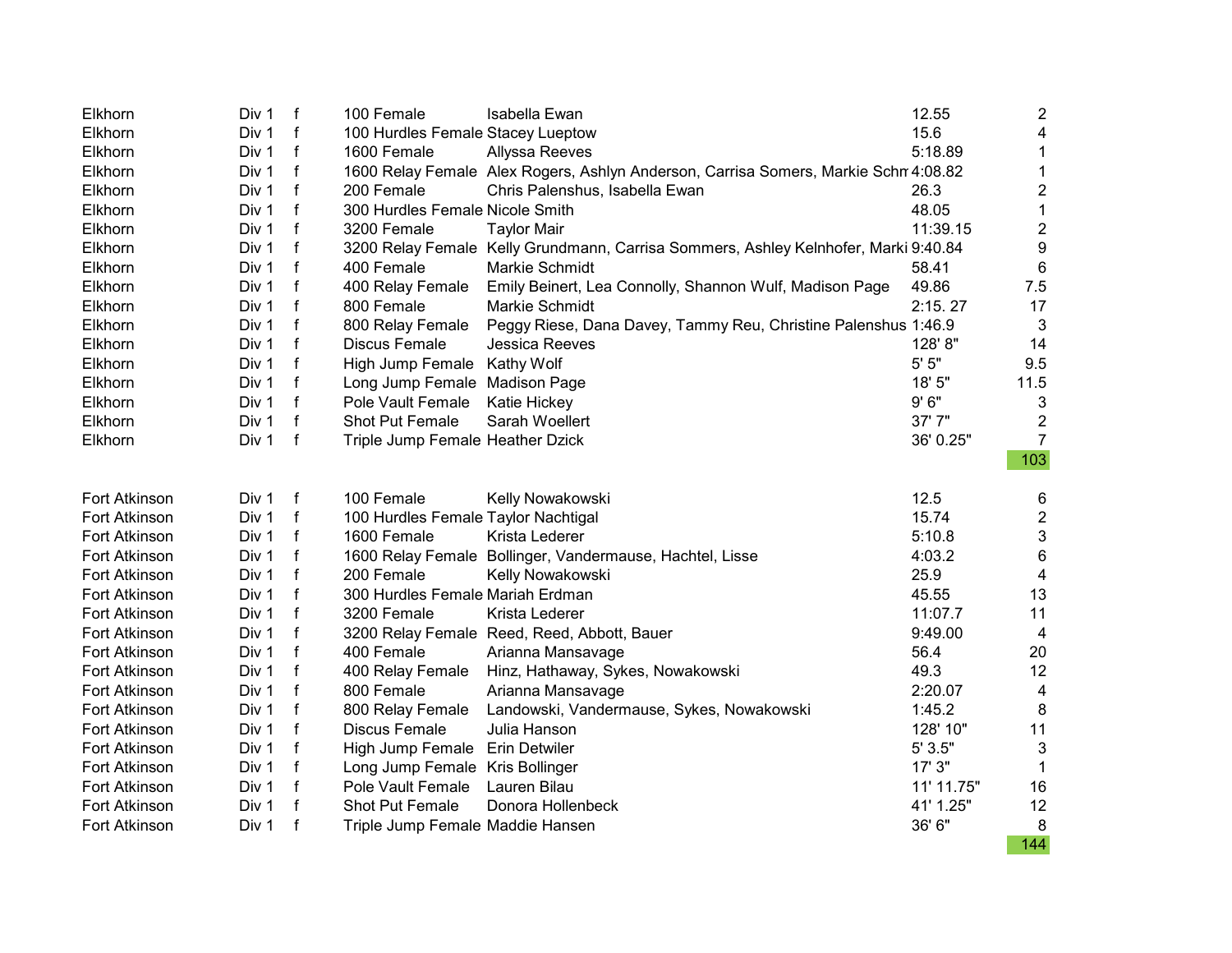| | | | | | | |
|---|---|---|---|---|---|---|
| Elkhorn | Div 1 | f | 100 Female | Isabella Ewan | 12.55 | 2 |
| Elkhorn | Div 1 | f | 100 Hurdles Female | Stacey Lueptow | 15.6 | 4 |
| Elkhorn | Div 1 | f | 1600 Female | Allyssa Reeves | 5:18.89 | 1 |
| Elkhorn | Div 1 | f | 1600 Relay Female | Alex Rogers, Ashlyn Anderson, Carrisa Somers, Markie Schm | 4:08.82 | 1 |
| Elkhorn | Div 1 | f | 200 Female | Chris Palenshus, Isabella Ewan | 26.3 | 2 |
| Elkhorn | Div 1 | f | 300 Hurdles Female | Nicole Smith | 48.05 | 1 |
| Elkhorn | Div 1 | f | 3200 Female | Taylor Mair | 11:39.15 | 2 |
| Elkhorn | Div 1 | f | 3200 Relay Female | Kelly Grundmann, Carrisa Sommers, Ashley Kelnhofer, Marki | 9:40.84 | 9 |
| Elkhorn | Div 1 | f | 400 Female | Markie Schmidt | 58.41 | 6 |
| Elkhorn | Div 1 | f | 400 Relay Female | Emily Beinert, Lea Connolly, Shannon Wulf, Madison Page | 49.86 | 7.5 |
| Elkhorn | Div 1 | f | 800 Female | Markie Schmidt | 2:15. 27 | 17 |
| Elkhorn | Div 1 | f | 800 Relay Female | Peggy Riese, Dana Davey, Tammy Reu, Christine Palenshus | 1:46.9 | 3 |
| Elkhorn | Div 1 | f | Discus Female | Jessica Reeves | 128' 8" | 14 |
| Elkhorn | Div 1 | f | High Jump Female | Kathy Wolf | 5' 5" | 9.5 |
| Elkhorn | Div 1 | f | Long Jump Female | Madison Page | 18' 5" | 11.5 |
| Elkhorn | Div 1 | f | Pole Vault Female | Katie Hickey | 9' 6" | 3 |
| Elkhorn | Div 1 | f | Shot Put Female | Sarah Woellert | 37' 7" | 2 |
| Elkhorn | Div 1 | f | Triple Jump Female | Heather Dzick | 36' 0.25" | 7 |
| | | | | | | 103 |
| | | | | | | |
| Fort Atkinson | Div 1 | f | 100 Female | Kelly Nowakowski | 12.5 | 6 |
| Fort Atkinson | Div 1 | f | 100 Hurdles Female | Taylor Nachtigal | 15.74 | 2 |
| Fort Atkinson | Div 1 | f | 1600 Female | Krista Lederer | 5:10.8 | 3 |
| Fort Atkinson | Div 1 | f | 1600 Relay Female | Bollinger, Vandermause, Hachtel, Lisse | 4:03.2 | 6 |
| Fort Atkinson | Div 1 | f | 200 Female | Kelly Nowakowski | 25.9 | 4 |
| Fort Atkinson | Div 1 | f | 300 Hurdles Female | Mariah Erdman | 45.55 | 13 |
| Fort Atkinson | Div 1 | f | 3200 Female | Krista Lederer | 11:07.7 | 11 |
| Fort Atkinson | Div 1 | f | 3200 Relay Female | Reed, Reed, Abbott, Bauer | 9:49.00 | 4 |
| Fort Atkinson | Div 1 | f | 400 Female | Arianna Mansavage | 56.4 | 20 |
| Fort Atkinson | Div 1 | f | 400 Relay Female | Hinz, Hathaway, Sykes, Nowakowski | 49.3 | 12 |
| Fort Atkinson | Div 1 | f | 800 Female | Arianna Mansavage | 2:20.07 | 4 |
| Fort Atkinson | Div 1 | f | 800 Relay Female | Landowski, Vandermause, Sykes, Nowakowski | 1:45.2 | 8 |
| Fort Atkinson | Div 1 | f | Discus Female | Julia Hanson | 128' 10" | 11 |
| Fort Atkinson | Div 1 | f | High Jump Female | Erin Detwiler | 5' 3.5" | 3 |
| Fort Atkinson | Div 1 | f | Long Jump Female | Kris Bollinger | 17' 3" | 1 |
| Fort Atkinson | Div 1 | f | Pole Vault Female | Lauren Bilau | 11' 11.75" | 16 |
| Fort Atkinson | Div 1 | f | Shot Put Female | Donora Hollenbeck | 41' 1.25" | 12 |
| Fort Atkinson | Div 1 | f | Triple Jump Female | Maddie Hansen | 36' 6" | 8 |
| | | | | | | 144 |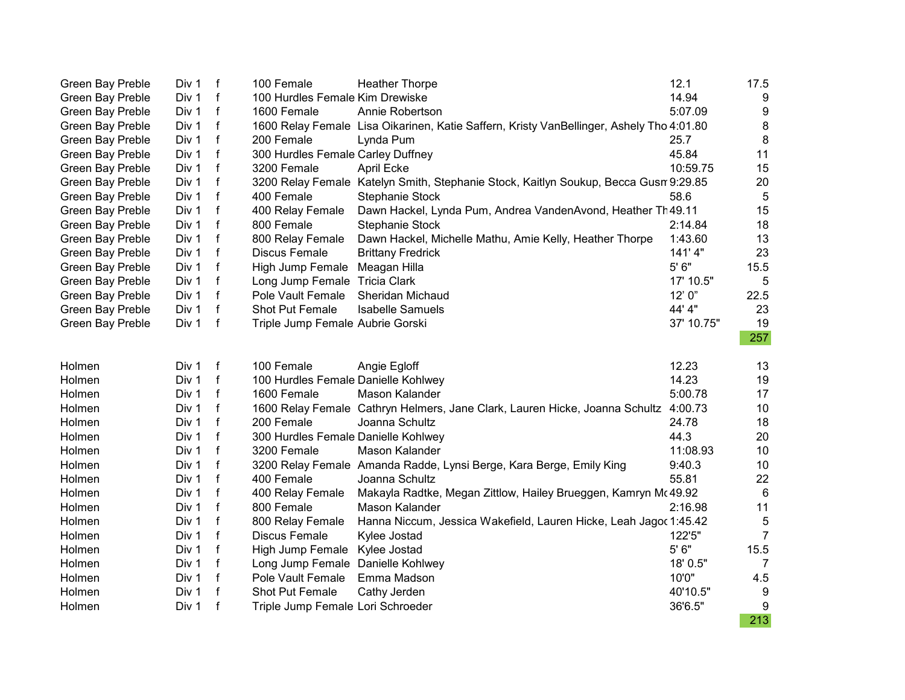| | | | | | | |
|---|---|---|---|---|---|---|
| Green Bay Preble | Div 1 | f | 100 Female | Heather Thorpe | 12.1 | 17.5 |
| Green Bay Preble | Div 1 | f | 100 Hurdles Female | Kim Drewiske | 14.94 | 9 |
| Green Bay Preble | Div 1 | f | 1600 Female | Annie Robertson | 5:07.09 | 9 |
| Green Bay Preble | Div 1 | f | 1600 Relay Female | Lisa Oikarinen, Katie Saffern, Kristy VanBellinger, Ashely Tho | 4:01.80 | 8 |
| Green Bay Preble | Div 1 | f | 200 Female | Lynda Pum | 25.7 | 8 |
| Green Bay Preble | Div 1 | f | 300 Hurdles Female | Carley Duffney | 45.84 | 11 |
| Green Bay Preble | Div 1 | f | 3200 Female | April Ecke | 10:59.75 | 15 |
| Green Bay Preble | Div 1 | f | 3200 Relay Female | Katelyn Smith, Stephanie Stock, Kaitlyn Soukup, Becca Gusm | 9:29.85 | 20 |
| Green Bay Preble | Div 1 | f | 400 Female | Stephanie Stock | 58.6 | 5 |
| Green Bay Preble | Div 1 | f | 400 Relay Female | Dawn Hackel, Lynda Pum, Andrea VandenAvond, Heather Th | 49.11 | 15 |
| Green Bay Preble | Div 1 | f | 800 Female | Stephanie Stock | 2:14.84 | 18 |
| Green Bay Preble | Div 1 | f | 800 Relay Female | Dawn Hackel, Michelle Mathu, Amie Kelly, Heather Thorpe | 1:43.60 | 13 |
| Green Bay Preble | Div 1 | f | Discus Female | Brittany Fredrick | 141' 4" | 23 |
| Green Bay Preble | Div 1 | f | High Jump Female | Meagan Hilla | 5' 6" | 15.5 |
| Green Bay Preble | Div 1 | f | Long Jump Female | Tricia Clark | 17' 10.5" | 5 |
| Green Bay Preble | Div 1 | f | Pole Vault Female | Sheridan Michaud | 12' 0" | 22.5 |
| Green Bay Preble | Div 1 | f | Shot Put Female | Isabelle Samuels | 44' 4" | 23 |
| Green Bay Preble | Div 1 | f | Triple Jump Female | Aubrie Gorski | 37' 10.75" | 19 |
| | | | | | | 257 |
| | | | | | | |
| Holmen | Div 1 | f | 100 Female | Angie Egloff | 12.23 | 13 |
| Holmen | Div 1 | f | 100 Hurdles Female | Danielle Kohlwey | 14.23 | 19 |
| Holmen | Div 1 | f | 1600 Female | Mason Kalander | 5:00.78 | 17 |
| Holmen | Div 1 | f | 1600 Relay Female | Cathryn Helmers, Jane Clark, Lauren Hicke, Joanna Schultz | 4:00.73 | 10 |
| Holmen | Div 1 | f | 200 Female | Joanna Schultz | 24.78 | 18 |
| Holmen | Div 1 | f | 300 Hurdles Female | Danielle Kohlwey | 44.3 | 20 |
| Holmen | Div 1 | f | 3200 Female | Mason Kalander | 11:08.93 | 10 |
| Holmen | Div 1 | f | 3200 Relay Female | Amanda Radde, Lynsi Berge, Kara Berge, Emily King | 9:40.3 | 10 |
| Holmen | Div 1 | f | 400 Female | Joanna Schultz | 55.81 | 22 |
| Holmen | Div 1 | f | 400 Relay Female | Makayla Radtke, Megan Zittlow, Hailey Brueggen, Kamryn Mc | 49.92 | 6 |
| Holmen | Div 1 | f | 800 Female | Mason Kalander | 2:16.98 | 11 |
| Holmen | Div 1 | f | 800 Relay Female | Hanna Niccum, Jessica Wakefield, Lauren Hicke, Leah Jagoc | 1:45.42 | 5 |
| Holmen | Div 1 | f | Discus Female | Kylee Jostad | 122'5" | 7 |
| Holmen | Div 1 | f | High Jump Female | Kylee Jostad | 5' 6" | 15.5 |
| Holmen | Div 1 | f | Long Jump Female | Danielle Kohlwey | 18' 0.5" | 7 |
| Holmen | Div 1 | f | Pole Vault Female | Emma Madson | 10'0" | 4.5 |
| Holmen | Div 1 | f | Shot Put Female | Cathy Jerden | 40'10.5" | 9 |
| Holmen | Div 1 | f | Triple Jump Female | Lori Schroeder | 36'6.5" | 9 |
| | | | | | | 213 |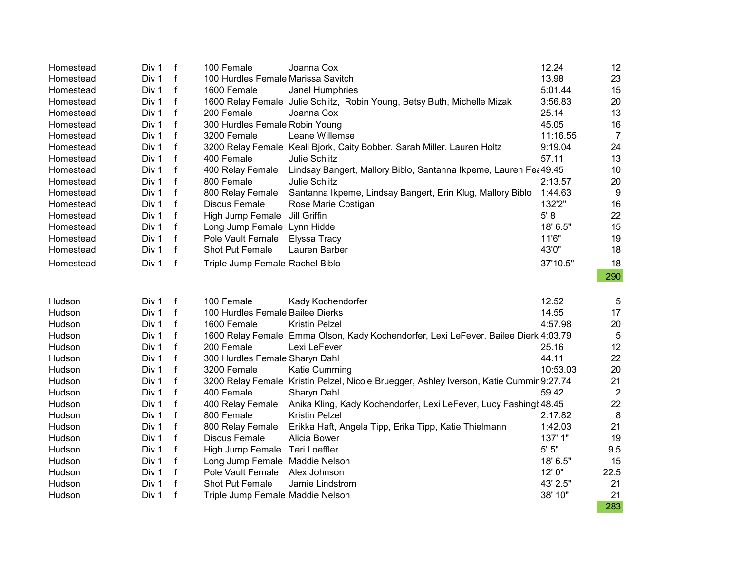| | | | | | | |
|---|---|---|---|---|---|---|
| Homestead | Div 1 | f | 100 Female | Joanna Cox | 12.24 | 12 |
| Homestead | Div 1 | f | 100 Hurdles Female | Marissa Savitch | 13.98 | 23 |
| Homestead | Div 1 | f | 1600 Female | Janel Humphries | 5:01.44 | 15 |
| Homestead | Div 1 | f | 1600 Relay Female | Julie Schlitz, Robin Young, Betsy Buth, Michelle Mizak | 3:56.83 | 20 |
| Homestead | Div 1 | f | 200 Female | Joanna Cox | 25.14 | 13 |
| Homestead | Div 1 | f | 300 Hurdles Female | Robin Young | 45.05 | 16 |
| Homestead | Div 1 | f | 3200 Female | Leane Willemse | 11:16.55 | 7 |
| Homestead | Div 1 | f | 3200 Relay Female | Keali Bjork, Caity Bobber, Sarah Miller, Lauren Holtz | 9:19.04 | 24 |
| Homestead | Div 1 | f | 400 Female | Julie Schlitz | 57.11 | 13 |
| Homestead | Div 1 | f | 400 Relay Female | Lindsay Bangert, Mallory Biblo, Santanna Ikpeme, Lauren Fea | 49.45 | 10 |
| Homestead | Div 1 | f | 800 Female | Julie Schlitz | 2:13.57 | 20 |
| Homestead | Div 1 | f | 800 Relay Female | Santanna Ikpeme, Lindsay Bangert, Erin Klug, Mallory Biblo | 1:44.63 | 9 |
| Homestead | Div 1 | f | Discus Female | Rose Marie Costigan | 132'2" | 16 |
| Homestead | Div 1 | f | High Jump Female | Jill Griffin | 5' 8 | 22 |
| Homestead | Div 1 | f | Long Jump Female | Lynn Hidde | 18' 6.5" | 15 |
| Homestead | Div 1 | f | Pole Vault Female | Elyssa Tracy | 11'6" | 19 |
| Homestead | Div 1 | f | Shot Put Female | Lauren Barber | 43'0" | 18 |
| Homestead | Div 1 | f | Triple Jump Female | Rachel Biblo | 37'10.5" | 18 |
| | | | | | | 290 |

| | | | | | | |
|---|---|---|---|---|---|---|
| Hudson | Div 1 | f | 100 Female | Kady Kochendorfer | 12.52 | 5 |
| Hudson | Div 1 | f | 100 Hurdles Female | Bailee Dierks | 14.55 | 17 |
| Hudson | Div 1 | f | 1600 Female | Kristin Pelzel | 4:57.98 | 20 |
| Hudson | Div 1 | f | 1600 Relay Female | Emma Olson, Kady Kochendorfer, Lexi LeFever, Bailee Dierk | 4:03.79 | 5 |
| Hudson | Div 1 | f | 200 Female | Lexi LeFever | 25.16 | 12 |
| Hudson | Div 1 | f | 300 Hurdles Female | Sharyn Dahl | 44.11 | 22 |
| Hudson | Div 1 | f | 3200 Female | Katie Cumming | 10:53.03 | 20 |
| Hudson | Div 1 | f | 3200 Relay Female | Kristin Pelzel, Nicole Bruegger, Ashley Iverson, Katie Cummir | 9:27.74 | 21 |
| Hudson | Div 1 | f | 400 Female | Sharyn Dahl | 59.42 | 2 |
| Hudson | Div 1 | f | 400 Relay Female | Anika Kling, Kady Kochendorfer, Lexi LeFever, Lucy Fashingb | 48.45 | 22 |
| Hudson | Div 1 | f | 800 Female | Kristin Pelzel | 2:17.82 | 8 |
| Hudson | Div 1 | f | 800 Relay Female | Erikka Haft, Angela Tipp, Erika Tipp, Katie Thielmann | 1:42.03 | 21 |
| Hudson | Div 1 | f | Discus Female | Alicia Bower | 137' 1" | 19 |
| Hudson | Div 1 | f | High Jump Female | Teri Loeffler | 5' 5" | 9.5 |
| Hudson | Div 1 | f | Long Jump Female | Maddie Nelson | 18' 6.5" | 15 |
| Hudson | Div 1 | f | Pole Vault Female | Alex Johnson | 12' 0" | 22.5 |
| Hudson | Div 1 | f | Shot Put Female | Jamie Lindstrom | 43' 2.5" | 21 |
| Hudson | Div 1 | f | Triple Jump Female | Maddie Nelson | 38' 10" | 21 |
| | | | | | | 283 |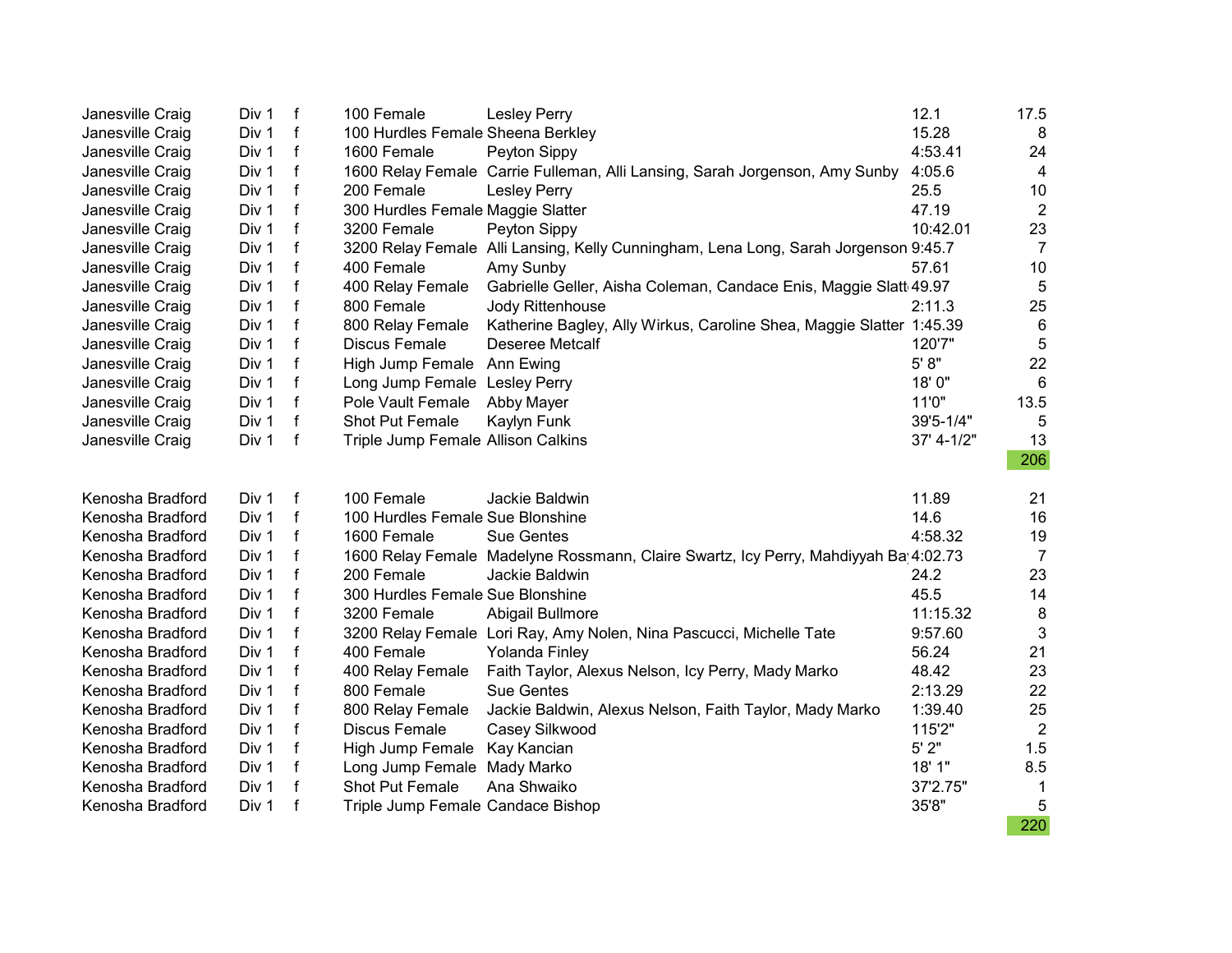| | | | | | | |
|---|---|---|---|---|---|---|
| Janesville Craig | Div 1 | f | 100 Female | Lesley Perry | 12.1 | 17.5 |
| Janesville Craig | Div 1 | f | 100 Hurdles Female | Sheena Berkley | 15.28 | 8 |
| Janesville Craig | Div 1 | f | 1600 Female | Peyton Sippy | 4:53.41 | 24 |
| Janesville Craig | Div 1 | f | 1600 Relay Female | Carrie Fulleman, Alli Lansing, Sarah Jorgenson, Amy Sunby | 4:05.6 | 4 |
| Janesville Craig | Div 1 | f | 200 Female | Lesley Perry | 25.5 | 10 |
| Janesville Craig | Div 1 | f | 300 Hurdles Female | Maggie Slatter | 47.19 | 2 |
| Janesville Craig | Div 1 | f | 3200 Female | Peyton Sippy | 10:42.01 | 23 |
| Janesville Craig | Div 1 | f | 3200 Relay Female | Alli Lansing, Kelly Cunningham, Lena Long, Sarah Jorgenson | 9:45.7 | 7 |
| Janesville Craig | Div 1 | f | 400 Female | Amy Sunby | 57.61 | 10 |
| Janesville Craig | Div 1 | f | 400 Relay Female | Gabrielle Geller, Aisha Coleman, Candace Enis, Maggie Slatt | 49.97 | 5 |
| Janesville Craig | Div 1 | f | 800 Female | Jody Rittenhouse | 2:11.3 | 25 |
| Janesville Craig | Div 1 | f | 800 Relay Female | Katherine Bagley, Ally Wirkus, Caroline Shea, Maggie Slatter | 1:45.39 | 6 |
| Janesville Craig | Div 1 | f | Discus Female | Deseree Metcalf | 120'7" | 5 |
| Janesville Craig | Div 1 | f | High Jump Female | Ann Ewing | 5' 8" | 22 |
| Janesville Craig | Div 1 | f | Long Jump Female | Lesley Perry | 18' 0" | 6 |
| Janesville Craig | Div 1 | f | Pole Vault Female | Abby Mayer | 11'0" | 13.5 |
| Janesville Craig | Div 1 | f | Shot Put Female | Kaylyn Funk | 39'5-1/4" | 5 |
| Janesville Craig | Div 1 | f | Triple Jump Female | Allison Calkins | 37' 4-1/2" | 13 |
| | | | | | | 206 |
| | | | | | | |
| Kenosha Bradford | Div 1 | f | 100 Female | Jackie Baldwin | 11.89 | 21 |
| Kenosha Bradford | Div 1 | f | 100 Hurdles Female | Sue Blonshine | 14.6 | 16 |
| Kenosha Bradford | Div 1 | f | 1600 Female | Sue Gentes | 4:58.32 | 19 |
| Kenosha Bradford | Div 1 | f | 1600 Relay Female | Madelyne Rossmann, Claire Swartz, Icy Perry, Mahdiyyah Ba | 4:02.73 | 7 |
| Kenosha Bradford | Div 1 | f | 200 Female | Jackie Baldwin | 24.2 | 23 |
| Kenosha Bradford | Div 1 | f | 300 Hurdles Female | Sue Blonshine | 45.5 | 14 |
| Kenosha Bradford | Div 1 | f | 3200 Female | Abigail Bullmore | 11:15.32 | 8 |
| Kenosha Bradford | Div 1 | f | 3200 Relay Female | Lori Ray, Amy Nolen, Nina Pascucci, Michelle Tate | 9:57.60 | 3 |
| Kenosha Bradford | Div 1 | f | 400 Female | Yolanda Finley | 56.24 | 21 |
| Kenosha Bradford | Div 1 | f | 400 Relay Female | Faith Taylor, Alexus Nelson, Icy Perry, Mady Marko | 48.42 | 23 |
| Kenosha Bradford | Div 1 | f | 800 Female | Sue Gentes | 2:13.29 | 22 |
| Kenosha Bradford | Div 1 | f | 800 Relay Female | Jackie Baldwin, Alexus Nelson, Faith Taylor, Mady Marko | 1:39.40 | 25 |
| Kenosha Bradford | Div 1 | f | Discus Female | Casey Silkwood | 115'2" | 2 |
| Kenosha Bradford | Div 1 | f | High Jump Female | Kay Kancian | 5' 2" | 1.5 |
| Kenosha Bradford | Div 1 | f | Long Jump Female | Mady Marko | 18' 1" | 8.5 |
| Kenosha Bradford | Div 1 | f | Shot Put Female | Ana Shwaiko | 37'2.75" | 1 |
| Kenosha Bradford | Div 1 | f | Triple Jump Female | Candace Bishop | 35'8" | 5 |
| | | | | | | 220 |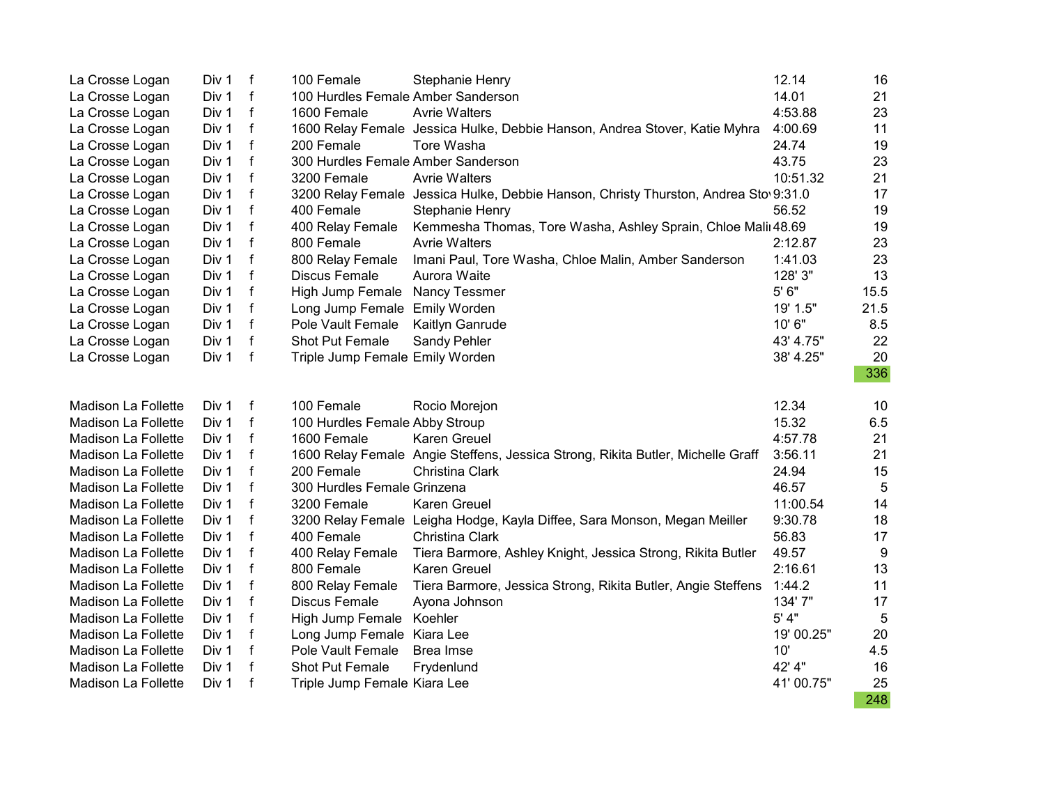| | | | | | | |
|---|---|---|---|---|---|---|
| La Crosse Logan | Div 1 | f | 100 Female | Stephanie Henry | 12.14 | 16 |
| La Crosse Logan | Div 1 | f | 100 Hurdles Female | Amber Sanderson | 14.01 | 21 |
| La Crosse Logan | Div 1 | f | 1600 Female | Avrie Walters | 4:53.88 | 23 |
| La Crosse Logan | Div 1 | f | 1600 Relay Female | Jessica Hulke, Debbie Hanson, Andrea Stover, Katie Myhra | 4:00.69 | 11 |
| La Crosse Logan | Div 1 | f | 200 Female | Tore Washa | 24.74 | 19 |
| La Crosse Logan | Div 1 | f | 300 Hurdles Female | Amber Sanderson | 43.75 | 23 |
| La Crosse Logan | Div 1 | f | 3200 Female | Avrie Walters | 10:51.32 | 21 |
| La Crosse Logan | Div 1 | f | 3200 Relay Female | Jessica Hulke, Debbie Hanson, Christy Thurston, Andrea Sto | 9:31.0 | 17 |
| La Crosse Logan | Div 1 | f | 400 Female | Stephanie Henry | 56.52 | 19 |
| La Crosse Logan | Div 1 | f | 400 Relay Female | Kemmesha Thomas, Tore Washa, Ashley Sprain, Chloe Mali | 48.69 | 19 |
| La Crosse Logan | Div 1 | f | 800 Female | Avrie Walters | 2:12.87 | 23 |
| La Crosse Logan | Div 1 | f | 800 Relay Female | Imani Paul, Tore Washa, Chloe Malin, Amber Sanderson | 1:41.03 | 23 |
| La Crosse Logan | Div 1 | f | Discus Female | Aurora Waite | 128' 3" | 13 |
| La Crosse Logan | Div 1 | f | High Jump Female | Nancy Tessmer | 5' 6" | 15.5 |
| La Crosse Logan | Div 1 | f | Long Jump Female | Emily Worden | 19' 1.5" | 21.5 |
| La Crosse Logan | Div 1 | f | Pole Vault Female | Kaitlyn Ganrude | 10' 6" | 8.5 |
| La Crosse Logan | Div 1 | f | Shot Put Female | Sandy Pehler | 43' 4.75" | 22 |
| La Crosse Logan | Div 1 | f | Triple Jump Female | Emily Worden | 38' 4.25" | 20 |
| | | | | | | 336 |
| | | | | | | |
| Madison La Follette | Div 1 | f | 100 Female | Rocio Morejon | 12.34 | 10 |
| Madison La Follette | Div 1 | f | 100 Hurdles Female | Abby Stroup | 15.32 | 6.5 |
| Madison La Follette | Div 1 | f | 1600 Female | Karen Greuel | 4:57.78 | 21 |
| Madison La Follette | Div 1 | f | 1600 Relay Female | Angie Steffens, Jessica Strong, Rikita Butler, Michelle Graff | 3:56.11 | 21 |
| Madison La Follette | Div 1 | f | 200 Female | Christina Clark | 24.94 | 15 |
| Madison La Follette | Div 1 | f | 300 Hurdles Female | Grinzena | 46.57 | 5 |
| Madison La Follette | Div 1 | f | 3200 Female | Karen Greuel | 11:00.54 | 14 |
| Madison La Follette | Div 1 | f | 3200 Relay Female | Leigha Hodge, Kayla Diffee, Sara Monson, Megan Meiller | 9:30.78 | 18 |
| Madison La Follette | Div 1 | f | 400 Female | Christina Clark | 56.83 | 17 |
| Madison La Follette | Div 1 | f | 400 Relay Female | Tiera Barmore, Ashley Knight, Jessica Strong, Rikita Butler | 49.57 | 9 |
| Madison La Follette | Div 1 | f | 800 Female | Karen Greuel | 2:16.61 | 13 |
| Madison La Follette | Div 1 | f | 800 Relay Female | Tiera Barmore, Jessica Strong, Rikita Butler, Angie Steffens | 1:44.2 | 11 |
| Madison La Follette | Div 1 | f | Discus Female | Ayona Johnson | 134' 7" | 17 |
| Madison La Follette | Div 1 | f | High Jump Female | Koehler | 5' 4" | 5 |
| Madison La Follette | Div 1 | f | Long Jump Female | Kiara Lee | 19' 00.25" | 20 |
| Madison La Follette | Div 1 | f | Pole Vault Female | Brea Imse | 10' | 4.5 |
| Madison La Follette | Div 1 | f | Shot Put Female | Frydenlund | 42' 4" | 16 |
| Madison La Follette | Div 1 | f | Triple Jump Female | Kiara Lee | 41' 00.75" | 25 |
| | | | | | | 248 |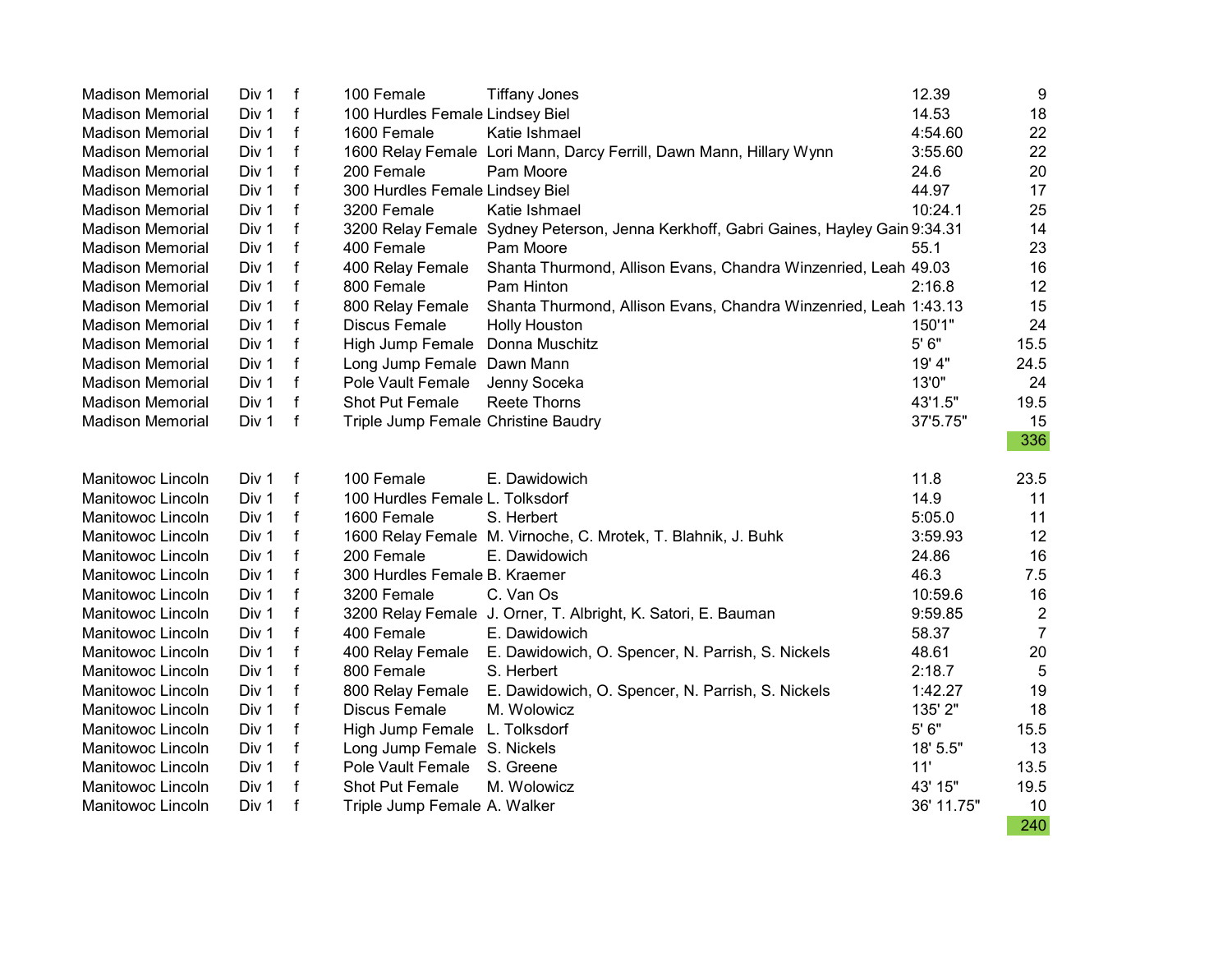| | | | | | | |
|---|---|---|---|---|---|---|
| Madison Memorial | Div 1 | f | 100 Female | Tiffany Jones | 12.39 | 9 |
| Madison Memorial | Div 1 | f | 100 Hurdles Female | Lindsey Biel | 14.53 | 18 |
| Madison Memorial | Div 1 | f | 1600 Female | Katie Ishmael | 4:54.60 | 22 |
| Madison Memorial | Div 1 | f | 1600 Relay Female | Lori Mann, Darcy Ferrill, Dawn Mann, Hillary Wynn | 3:55.60 | 22 |
| Madison Memorial | Div 1 | f | 200 Female | Pam Moore | 24.6 | 20 |
| Madison Memorial | Div 1 | f | 300 Hurdles Female | Lindsey Biel | 44.97 | 17 |
| Madison Memorial | Div 1 | f | 3200 Female | Katie Ishmael | 10:24.1 | 25 |
| Madison Memorial | Div 1 | f | 3200 Relay Female | Sydney Peterson, Jenna Kerkhoff, Gabri Gaines, Hayley Gain | 9:34.31 | 14 |
| Madison Memorial | Div 1 | f | 400 Female | Pam Moore | 55.1 | 23 |
| Madison Memorial | Div 1 | f | 400 Relay Female | Shanta Thurmond, Allison Evans, Chandra Winzenried, Leah | 49.03 | 16 |
| Madison Memorial | Div 1 | f | 800 Female | Pam Hinton | 2:16.8 | 12 |
| Madison Memorial | Div 1 | f | 800 Relay Female | Shanta Thurmond, Allison Evans, Chandra Winzenried, Leah | 1:43.13 | 15 |
| Madison Memorial | Div 1 | f | Discus Female | Holly Houston | 150'1" | 24 |
| Madison Memorial | Div 1 | f | High Jump Female | Donna Muschitz | 5' 6" | 15.5 |
| Madison Memorial | Div 1 | f | Long Jump Female | Dawn Mann | 19' 4" | 24.5 |
| Madison Memorial | Div 1 | f | Pole Vault Female | Jenny Soceka | 13'0" | 24 |
| Madison Memorial | Div 1 | f | Shot Put Female | Reete Thorns | 43'1.5" | 19.5 |
| Madison Memorial | Div 1 | f | Triple Jump Female | Christine Baudry | 37'5.75" | 15 |
| | | | | | | 336 |
| | | | | | | |
| Manitowoc Lincoln | Div 1 | f | 100 Female | E. Dawidowich | 11.8 | 23.5 |
| Manitowoc Lincoln | Div 1 | f | 100 Hurdles Female | L. Tolksdorf | 14.9 | 11 |
| Manitowoc Lincoln | Div 1 | f | 1600 Female | S. Herbert | 5:05.0 | 11 |
| Manitowoc Lincoln | Div 1 | f | 1600 Relay Female | M. Virnoche, C. Mrotek, T. Blahnik, J. Buhk | 3:59.93 | 12 |
| Manitowoc Lincoln | Div 1 | f | 200 Female | E. Dawidowich | 24.86 | 16 |
| Manitowoc Lincoln | Div 1 | f | 300 Hurdles Female | B. Kraemer | 46.3 | 7.5 |
| Manitowoc Lincoln | Div 1 | f | 3200 Female | C. Van Os | 10:59.6 | 16 |
| Manitowoc Lincoln | Div 1 | f | 3200 Relay Female | J. Orner, T. Albright, K. Satori, E. Bauman | 9:59.85 | 2 |
| Manitowoc Lincoln | Div 1 | f | 400 Female | E. Dawidowich | 58.37 | 7 |
| Manitowoc Lincoln | Div 1 | f | 400 Relay Female | E. Dawidowich, O. Spencer, N. Parrish, S. Nickels | 48.61 | 20 |
| Manitowoc Lincoln | Div 1 | f | 800 Female | S. Herbert | 2:18.7 | 5 |
| Manitowoc Lincoln | Div 1 | f | 800 Relay Female | E. Dawidowich, O. Spencer, N. Parrish, S. Nickels | 1:42.27 | 19 |
| Manitowoc Lincoln | Div 1 | f | Discus Female | M. Wolowicz | 135' 2" | 18 |
| Manitowoc Lincoln | Div 1 | f | High Jump Female | L. Tolksdorf | 5' 6" | 15.5 |
| Manitowoc Lincoln | Div 1 | f | Long Jump Female | S. Nickels | 18' 5.5" | 13 |
| Manitowoc Lincoln | Div 1 | f | Pole Vault Female | S. Greene | 11' | 13.5 |
| Manitowoc Lincoln | Div 1 | f | Shot Put Female | M. Wolowicz | 43' 15" | 19.5 |
| Manitowoc Lincoln | Div 1 | f | Triple Jump Female | A. Walker | 36' 11.75" | 10 |
| | | | | | | 240 |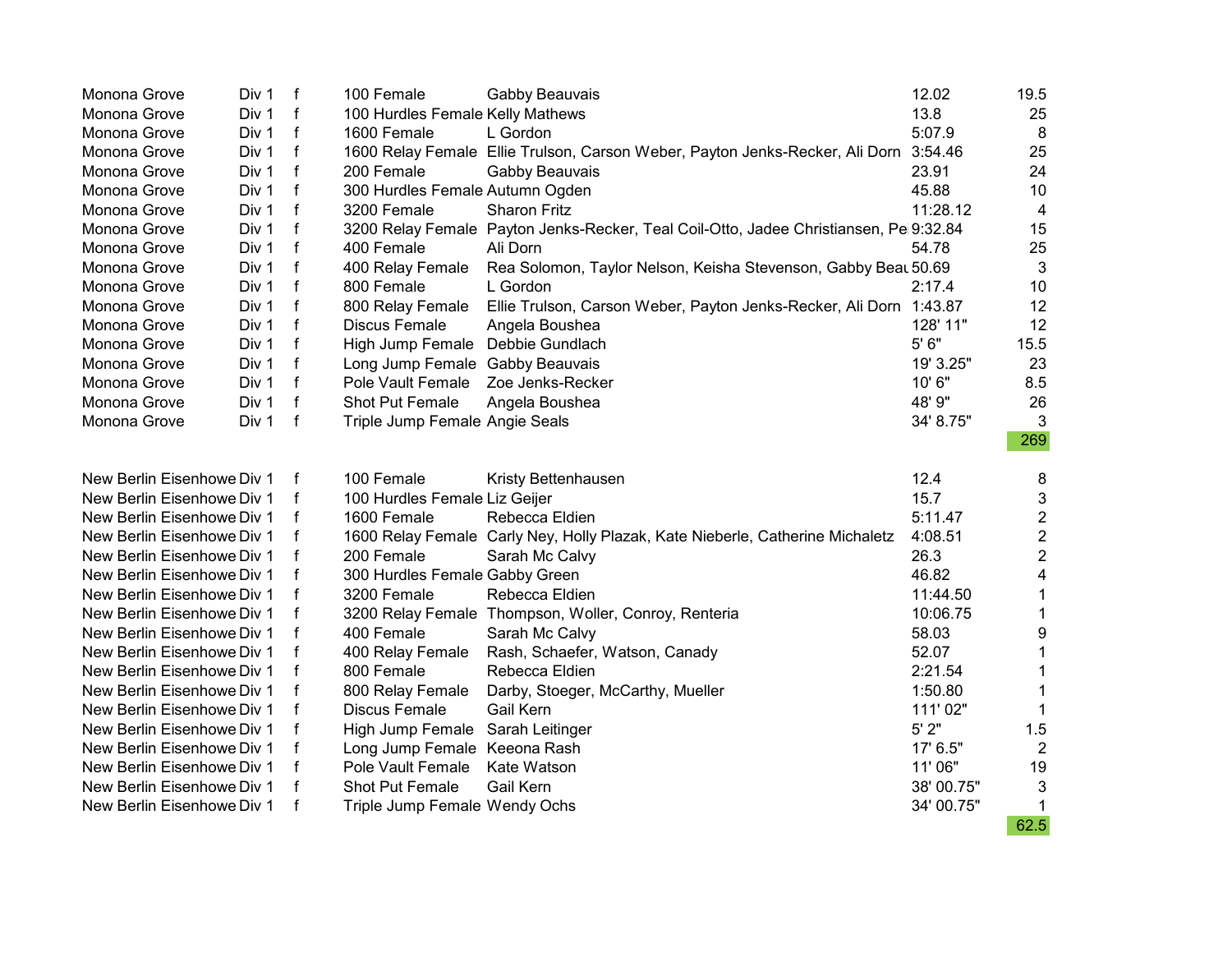| | | | | | | |
|---|---|---|---|---|---|---|
| Monona Grove | Div 1 | f | 100 Female | Gabby Beauvais | 12.02 | 19.5 |
| Monona Grove | Div 1 | f | 100 Hurdles Female | Kelly Mathews | 13.8 | 25 |
| Monona Grove | Div 1 | f | 1600 Female | L Gordon | 5:07.9 | 8 |
| Monona Grove | Div 1 | f | 1600 Relay Female | Ellie Trulson, Carson Weber, Payton Jenks-Recker, Ali Dorn | 3:54.46 | 25 |
| Monona Grove | Div 1 | f | 200 Female | Gabby Beauvais | 23.91 | 24 |
| Monona Grove | Div 1 | f | 300 Hurdles Female | Autumn Ogden | 45.88 | 10 |
| Monona Grove | Div 1 | f | 3200 Female | Sharon Fritz | 11:28.12 | 4 |
| Monona Grove | Div 1 | f | 3200 Relay Female | Payton Jenks-Recker, Teal Coil-Otto, Jadee Christiansen, Pe | 9:32.84 | 15 |
| Monona Grove | Div 1 | f | 400 Female | Ali Dorn | 54.78 | 25 |
| Monona Grove | Div 1 | f | 400 Relay Female | Rea Solomon, Taylor Nelson, Keisha Stevenson, Gabby Beau | 50.69 | 3 |
| Monona Grove | Div 1 | f | 800 Female | L Gordon | 2:17.4 | 10 |
| Monona Grove | Div 1 | f | 800 Relay Female | Ellie Trulson, Carson Weber, Payton Jenks-Recker, Ali Dorn | 1:43.87 | 12 |
| Monona Grove | Div 1 | f | Discus Female | Angela Boushea | 128' 11" | 12 |
| Monona Grove | Div 1 | f | High Jump Female | Debbie Gundlach | 5' 6" | 15.5 |
| Monona Grove | Div 1 | f | Long Jump Female | Gabby Beauvais | 19' 3.25" | 23 |
| Monona Grove | Div 1 | f | Pole Vault Female | Zoe Jenks-Recker | 10' 6" | 8.5 |
| Monona Grove | Div 1 | f | Shot Put Female | Angela Boushea | 48' 9" | 26 |
| Monona Grove | Div 1 | f | Triple Jump Female | Angie Seals | 34' 8.75" | 3 |
| | | | | | | 269 |
| | | | | | | |
| New Berlin Eisenhowe | Div 1 | f | 100 Female | Kristy Bettenhausen | 12.4 | 8 |
| New Berlin Eisenhowe | Div 1 | f | 100 Hurdles Female | Liz Geijer | 15.7 | 3 |
| New Berlin Eisenhowe | Div 1 | f | 1600 Female | Rebecca Eldien | 5:11.47 | 2 |
| New Berlin Eisenhowe | Div 1 | f | 1600 Relay Female | Carly Ney, Holly Plazak, Kate Nieberle, Catherine Michaletz | 4:08.51 | 2 |
| New Berlin Eisenhowe | Div 1 | f | 200 Female | Sarah Mc Calvy | 26.3 | 2 |
| New Berlin Eisenhowe | Div 1 | f | 300 Hurdles Female | Gabby Green | 46.82 | 4 |
| New Berlin Eisenhowe | Div 1 | f | 3200 Female | Rebecca Eldien | 11:44.50 | 1 |
| New Berlin Eisenhowe | Div 1 | f | 3200 Relay Female | Thompson, Woller, Conroy, Renteria | 10:06.75 | 1 |
| New Berlin Eisenhowe | Div 1 | f | 400 Female | Sarah Mc Calvy | 58.03 | 9 |
| New Berlin Eisenhowe | Div 1 | f | 400 Relay Female | Rash, Schaefer, Watson, Canady | 52.07 | 1 |
| New Berlin Eisenhowe | Div 1 | f | 800 Female | Rebecca Eldien | 2:21.54 | 1 |
| New Berlin Eisenhowe | Div 1 | f | 800 Relay Female | Darby, Stoeger, McCarthy, Mueller | 1:50.80 | 1 |
| New Berlin Eisenhowe | Div 1 | f | Discus Female | Gail Kern | 111' 02" | 1 |
| New Berlin Eisenhowe | Div 1 | f | High Jump Female | Sarah Leitinger | 5' 2" | 1.5 |
| New Berlin Eisenhowe | Div 1 | f | Long Jump Female | Keeona Rash | 17' 6.5" | 2 |
| New Berlin Eisenhowe | Div 1 | f | Pole Vault Female | Kate Watson | 11' 06" | 19 |
| New Berlin Eisenhowe | Div 1 | f | Shot Put Female | Gail Kern | 38' 00.75" | 3 |
| New Berlin Eisenhowe | Div 1 | f | Triple Jump Female | Wendy Ochs | 34' 00.75" | 1 |
| | | | | | | 62.5 |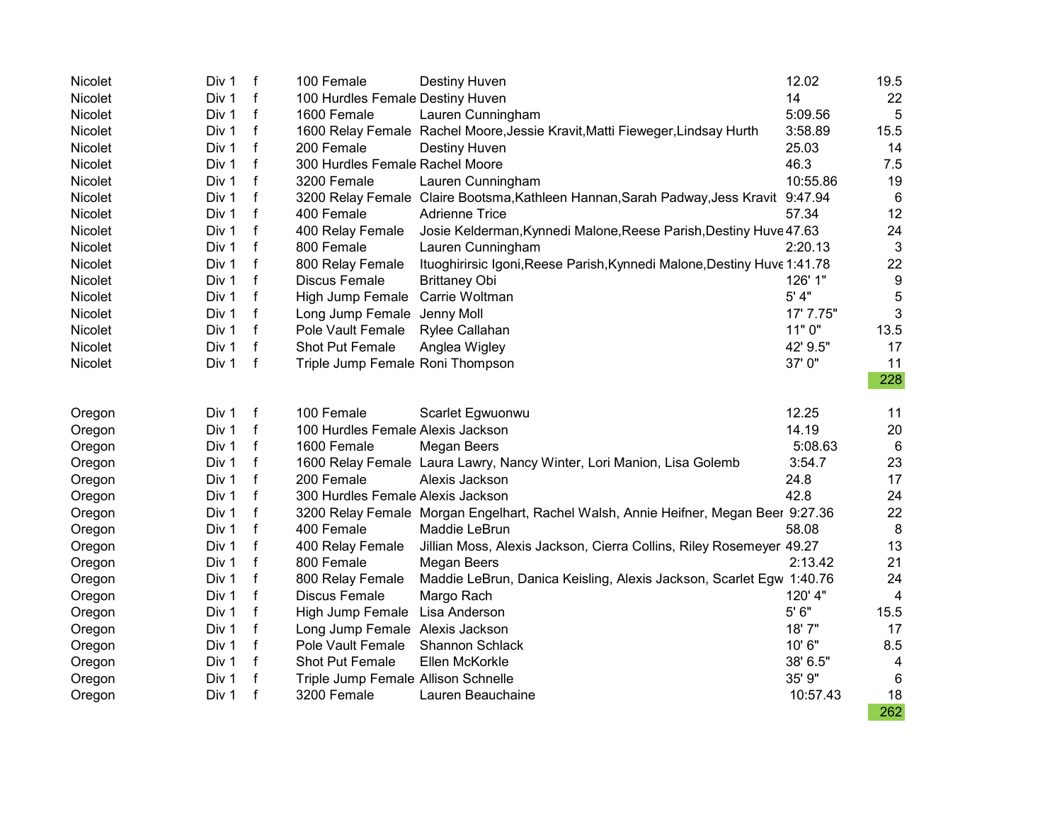| | | | | | | |
|---|---|---|---|---|---|---|
| Nicolet | Div 1 | f | 100 Female | Destiny Huven | 12.02 | 19.5 |
| Nicolet | Div 1 | f | 100 Hurdles Female | Destiny Huven | 14 | 22 |
| Nicolet | Div 1 | f | 1600 Female | Lauren Cunningham | 5:09.56 | 5 |
| Nicolet | Div 1 | f | 1600 Relay Female | Rachel Moore,Jessie Kravit,Matti Fieweger,Lindsay Hurth | 3:58.89 | 15.5 |
| Nicolet | Div 1 | f | 200 Female | Destiny Huven | 25.03 | 14 |
| Nicolet | Div 1 | f | 300 Hurdles Female | Rachel Moore | 46.3 | 7.5 |
| Nicolet | Div 1 | f | 3200 Female | Lauren Cunningham | 10:55.86 | 19 |
| Nicolet | Div 1 | f | 3200 Relay Female | Claire Bootsma,Kathleen Hannan,Sarah Padway,Jess Kravit | 9:47.94 | 6 |
| Nicolet | Div 1 | f | 400 Female | Adrienne Trice | 57.34 | 12 |
| Nicolet | Div 1 | f | 400 Relay Female | Josie Kelderman,Kynnedi Malone,Reese Parish,Destiny Huve | 47.63 | 24 |
| Nicolet | Div 1 | f | 800 Female | Lauren Cunningham | 2:20.13 | 3 |
| Nicolet | Div 1 | f | 800 Relay Female | Ituoghirirsic Igoni,Reese Parish,Kynnedi Malone,Destiny Huve | 1:41.78 | 22 |
| Nicolet | Div 1 | f | Discus Female | Brittaney Obi | 126' 1" | 9 |
| Nicolet | Div 1 | f | High Jump Female | Carrie Woltman | 5' 4" | 5 |
| Nicolet | Div 1 | f | Long Jump Female | Jenny Moll | 17' 7.75" | 3 |
| Nicolet | Div 1 | f | Pole Vault Female | Rylee Callahan | 11" 0" | 13.5 |
| Nicolet | Div 1 | f | Shot Put Female | Anglea Wigley | 42' 9.5" | 17 |
| Nicolet | Div 1 | f | Triple Jump Female | Roni Thompson | 37' 0" | 11 |
| | | | | | | 228 |
| | | | | | | |
| Oregon | Div 1 | f | 100 Female | Scarlet Egwuonwu | 12.25 | 11 |
| Oregon | Div 1 | f | 100 Hurdles Female | Alexis Jackson | 14.19 | 20 |
| Oregon | Div 1 | f | 1600 Female | Megan Beers | 5:08.63 | 6 |
| Oregon | Div 1 | f | 1600 Relay Female | Laura Lawry, Nancy Winter, Lori Manion, Lisa Golemb | 3:54.7 | 23 |
| Oregon | Div 1 | f | 200 Female | Alexis Jackson | 24.8 | 17 |
| Oregon | Div 1 | f | 300 Hurdles Female | Alexis Jackson | 42.8 | 24 |
| Oregon | Div 1 | f | 3200 Relay Female | Morgan Engelhart, Rachel Walsh, Annie Heifner, Megan Beer | 9:27.36 | 22 |
| Oregon | Div 1 | f | 400 Female | Maddie LeBrun | 58.08 | 8 |
| Oregon | Div 1 | f | 400 Relay Female | Jillian Moss, Alexis Jackson, Cierra Collins, Riley Rosemeyer | 49.27 | 13 |
| Oregon | Div 1 | f | 800 Female | Megan Beers | 2:13.42 | 21 |
| Oregon | Div 1 | f | 800 Relay Female | Maddie LeBrun, Danica Keisling, Alexis Jackson, Scarlet Egw | 1:40.76 | 24 |
| Oregon | Div 1 | f | Discus Female | Margo Rach | 120' 4" | 4 |
| Oregon | Div 1 | f | High Jump Female | Lisa Anderson | 5' 6" | 15.5 |
| Oregon | Div 1 | f | Long Jump Female | Alexis Jackson | 18' 7" | 17 |
| Oregon | Div 1 | f | Pole Vault Female | Shannon Schlack | 10' 6" | 8.5 |
| Oregon | Div 1 | f | Shot Put Female | Ellen McKorkle | 38' 6.5" | 4 |
| Oregon | Div 1 | f | Triple Jump Female | Allison Schnelle | 35' 9" | 6 |
| Oregon | Div 1 | f | 3200 Female | Lauren Beauchaine | 10:57.43 | 18 |
| | | | | | | 262 |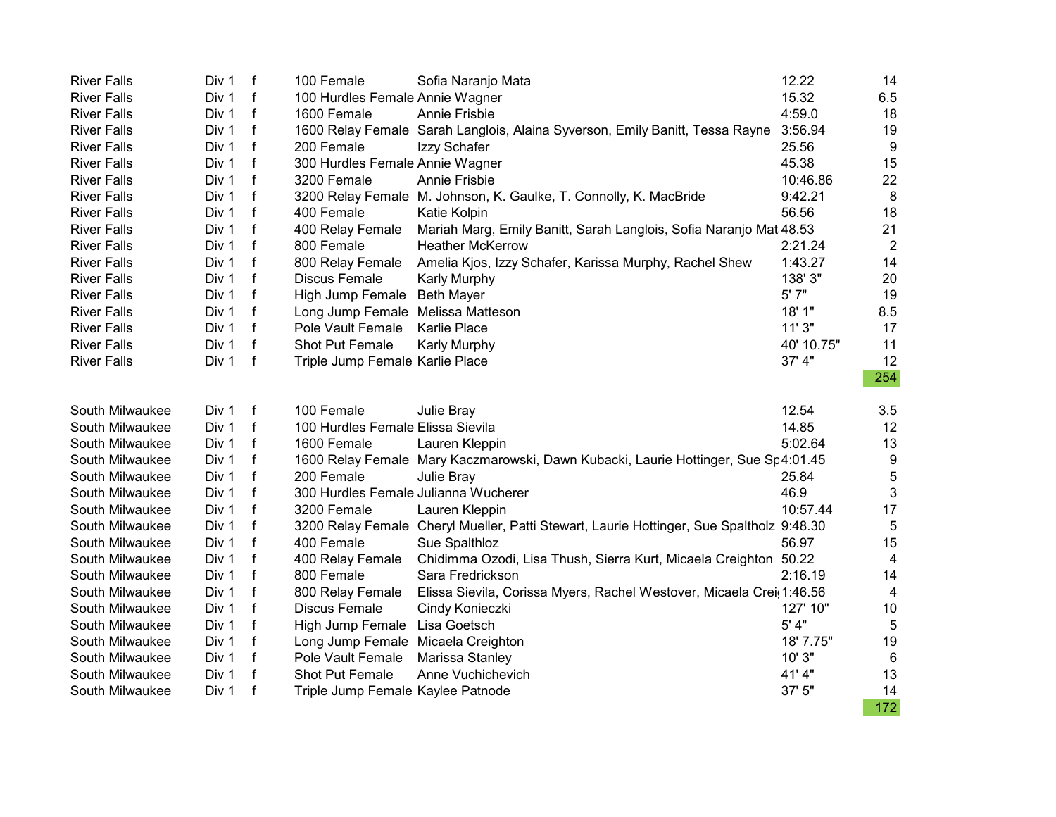| | | | | | | |
|---|---|---|---|---|---|---|
| River Falls | Div 1 | f | 100 Female | Sofia Naranjo Mata | 12.22 | 14 |
| River Falls | Div 1 | f | 100 Hurdles Female | Annie Wagner | 15.32 | 6.5 |
| River Falls | Div 1 | f | 1600 Female | Annie Frisbie | 4:59.0 | 18 |
| River Falls | Div 1 | f | 1600 Relay Female | Sarah Langlois, Alaina Syverson, Emily Banitt, Tessa Rayne | 3:56.94 | 19 |
| River Falls | Div 1 | f | 200 Female | Izzy Schafer | 25.56 | 9 |
| River Falls | Div 1 | f | 300 Hurdles Female | Annie Wagner | 45.38 | 15 |
| River Falls | Div 1 | f | 3200 Female | Annie Frisbie | 10:46.86 | 22 |
| River Falls | Div 1 | f | 3200 Relay Female | M. Johnson, K. Gaulke, T. Connolly, K. MacBride | 9:42.21 | 8 |
| River Falls | Div 1 | f | 400 Female | Katie Kolpin | 56.56 | 18 |
| River Falls | Div 1 | f | 400 Relay Female | Mariah Marg, Emily Banitt, Sarah Langlois, Sofia Naranjo Mat | 48.53 | 21 |
| River Falls | Div 1 | f | 800 Female | Heather McKerrow | 2:21.24 | 2 |
| River Falls | Div 1 | f | 800 Relay Female | Amelia Kjos, Izzy Schafer, Karissa Murphy, Rachel Shew | 1:43.27 | 14 |
| River Falls | Div 1 | f | Discus Female | Karly Murphy | 138' 3" | 20 |
| River Falls | Div 1 | f | High Jump Female | Beth Mayer | 5' 7" | 19 |
| River Falls | Div 1 | f | Long Jump Female | Melissa Matteson | 18' 1" | 8.5 |
| River Falls | Div 1 | f | Pole Vault Female | Karlie Place | 11' 3" | 17 |
| River Falls | Div 1 | f | Shot Put Female | Karly Murphy | 40' 10.75" | 11 |
| River Falls | Div 1 | f | Triple Jump Female | Karlie Place | 37' 4" | 12 |
| | | | | | | 254 |

| | | | | | | |
|---|---|---|---|---|---|---|
| South Milwaukee | Div 1 | f | 100 Female | Julie Bray | 12.54 | 3.5 |
| South Milwaukee | Div 1 | f | 100 Hurdles Female | Elissa Sievila | 14.85 | 12 |
| South Milwaukee | Div 1 | f | 1600 Female | Lauren Kleppin | 5:02.64 | 13 |
| South Milwaukee | Div 1 | f | 1600 Relay Female | Mary Kaczmarowski, Dawn Kubacki, Laurie Hottinger, Sue Sp | 4:01.45 | 9 |
| South Milwaukee | Div 1 | f | 200 Female | Julie Bray | 25.84 | 5 |
| South Milwaukee | Div 1 | f | 300 Hurdles Female | Julianna Wucherer | 46.9 | 3 |
| South Milwaukee | Div 1 | f | 3200 Female | Lauren Kleppin | 10:57.44 | 17 |
| South Milwaukee | Div 1 | f | 3200 Relay Female | Cheryl Mueller, Patti Stewart, Laurie Hottinger, Sue Spaltholz | 9:48.30 | 5 |
| South Milwaukee | Div 1 | f | 400 Female | Sue Spalthloz | 56.97 | 15 |
| South Milwaukee | Div 1 | f | 400 Relay Female | Chidimma Ozodi, Lisa Thush, Sierra Kurt, Micaela Creighton | 50.22 | 4 |
| South Milwaukee | Div 1 | f | 800 Female | Sara Fredrickson | 2:16.19 | 14 |
| South Milwaukee | Div 1 | f | 800 Relay Female | Elissa Sievila, Corissa Myers, Rachel Westover, Micaela Crei | 1:46.56 | 4 |
| South Milwaukee | Div 1 | f | Discus Female | Cindy Konieczki | 127' 10" | 10 |
| South Milwaukee | Div 1 | f | High Jump Female | Lisa Goetsch | 5' 4" | 5 |
| South Milwaukee | Div 1 | f | Long Jump Female | Micaela Creighton | 18' 7.75" | 19 |
| South Milwaukee | Div 1 | f | Pole Vault Female | Marissa Stanley | 10' 3" | 6 |
| South Milwaukee | Div 1 | f | Shot Put Female | Anne Vuchichevich | 41' 4" | 13 |
| South Milwaukee | Div 1 | f | Triple Jump Female | Kaylee Patnode | 37' 5" | 14 |
| | | | | | | 172 |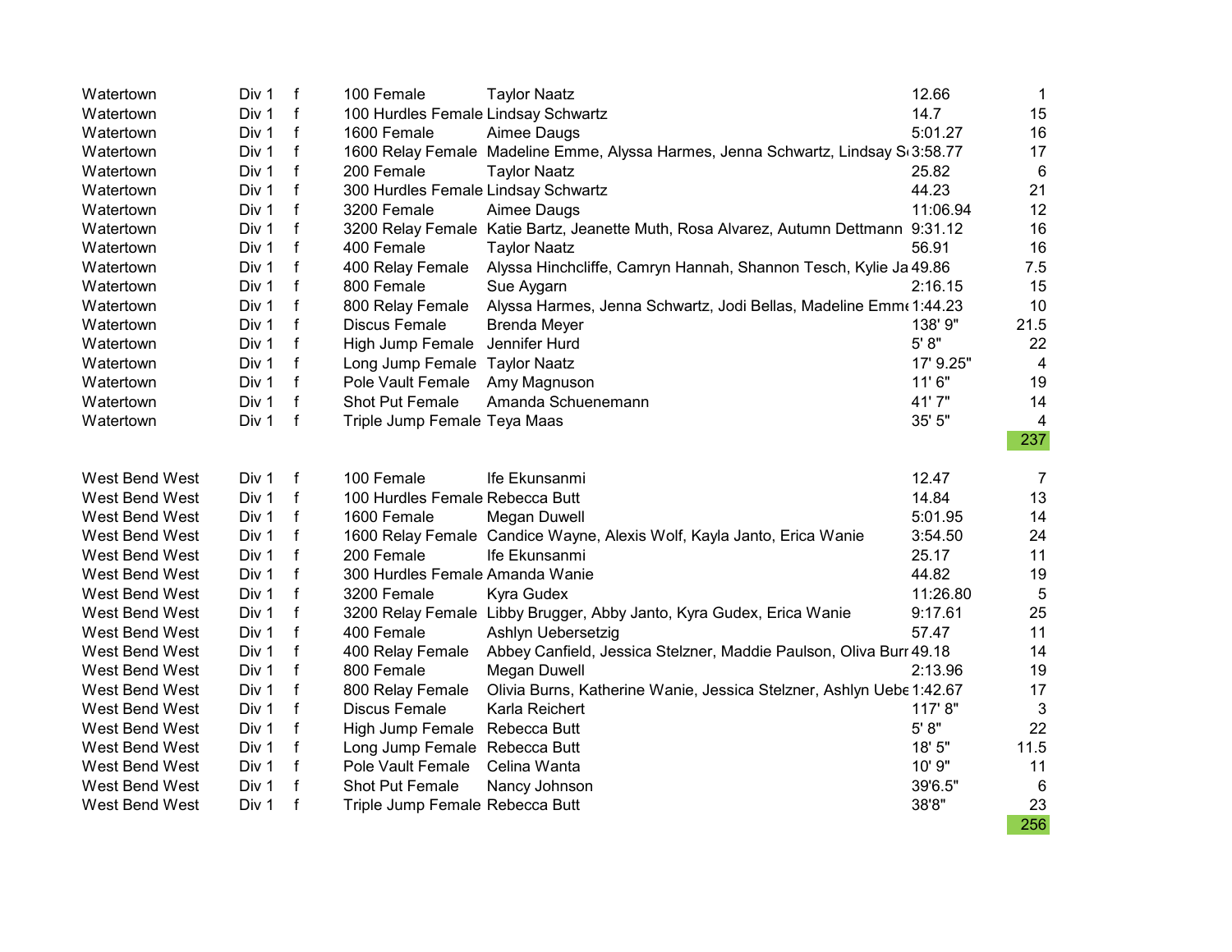| | | | | | | |
|---|---|---|---|---|---|---|
| Watertown | Div 1 | f | 100 Female | Taylor Naatz | 12.66 | 1 |
| Watertown | Div 1 | f | 100 Hurdles Female | Lindsay Schwartz | 14.7 | 15 |
| Watertown | Div 1 | f | 1600 Female | Aimee Daugs | 5:01.27 | 16 |
| Watertown | Div 1 | f | 1600 Relay Female | Madeline Emme, Alyssa Harmes, Jenna Schwartz, Lindsay S | 3:58.77 | 17 |
| Watertown | Div 1 | f | 200 Female | Taylor Naatz | 25.82 | 6 |
| Watertown | Div 1 | f | 300 Hurdles Female | Lindsay Schwartz | 44.23 | 21 |
| Watertown | Div 1 | f | 3200 Female | Aimee Daugs | 11:06.94 | 12 |
| Watertown | Div 1 | f | 3200 Relay Female | Katie Bartz, Jeanette Muth, Rosa Alvarez, Autumn Dettmann | 9:31.12 | 16 |
| Watertown | Div 1 | f | 400 Female | Taylor Naatz | 56.91 | 16 |
| Watertown | Div 1 | f | 400 Relay Female | Alyssa Hinchcliffe, Camryn Hannah, Shannon Tesch, Kylie Ja | 49.86 | 7.5 |
| Watertown | Div 1 | f | 800 Female | Sue Aygarn | 2:16.15 | 15 |
| Watertown | Div 1 | f | 800 Relay Female | Alyssa Harmes, Jenna Schwartz, Jodi Bellas, Madeline Emme | 1:44.23 | 10 |
| Watertown | Div 1 | f | Discus Female | Brenda Meyer | 138' 9" | 21.5 |
| Watertown | Div 1 | f | High Jump Female | Jennifer Hurd | 5' 8" | 22 |
| Watertown | Div 1 | f | Long Jump Female | Taylor Naatz | 17' 9.25" | 4 |
| Watertown | Div 1 | f | Pole Vault Female | Amy Magnuson | 11' 6" | 19 |
| Watertown | Div 1 | f | Shot Put Female | Amanda Schuenemann | 41' 7" | 14 |
| Watertown | Div 1 | f | Triple Jump Female | Teya Maas | 35' 5" | 4 |
| | | | | | | 237 |
| | | | | | | |
| West Bend West | Div 1 | f | 100 Female | Ife Ekunsanmi | 12.47 | 7 |
| West Bend West | Div 1 | f | 100 Hurdles Female | Rebecca Butt | 14.84 | 13 |
| West Bend West | Div 1 | f | 1600 Female | Megan Duwell | 5:01.95 | 14 |
| West Bend West | Div 1 | f | 1600 Relay Female | Candice Wayne, Alexis Wolf, Kayla Janto, Erica Wanie | 3:54.50 | 24 |
| West Bend West | Div 1 | f | 200 Female | Ife Ekunsanmi | 25.17 | 11 |
| West Bend West | Div 1 | f | 300 Hurdles Female | Amanda Wanie | 44.82 | 19 |
| West Bend West | Div 1 | f | 3200 Female | Kyra Gudex | 11:26.80 | 5 |
| West Bend West | Div 1 | f | 3200 Relay Female | Libby Brugger, Abby Janto, Kyra Gudex, Erica Wanie | 9:17.61 | 25 |
| West Bend West | Div 1 | f | 400 Female | Ashlyn Uebersetzig | 57.47 | 11 |
| West Bend West | Div 1 | f | 400 Relay Female | Abbey Canfield, Jessica Stelzner, Maddie Paulson, Oliva Burr | 49.18 | 14 |
| West Bend West | Div 1 | f | 800 Female | Megan Duwell | 2:13.96 | 19 |
| West Bend West | Div 1 | f | 800 Relay Female | Olivia Burns, Katherine Wanie, Jessica Stelzner, Ashlyn Uebe | 1:42.67 | 17 |
| West Bend West | Div 1 | f | Discus Female | Karla Reichert | 117' 8" | 3 |
| West Bend West | Div 1 | f | High Jump Female | Rebecca Butt | 5' 8" | 22 |
| West Bend West | Div 1 | f | Long Jump Female | Rebecca Butt | 18' 5" | 11.5 |
| West Bend West | Div 1 | f | Pole Vault Female | Celina Wanta | 10' 9" | 11 |
| West Bend West | Div 1 | f | Shot Put Female | Nancy Johnson | 39'6.5" | 6 |
| West Bend West | Div 1 | f | Triple Jump Female | Rebecca Butt | 38'8" | 23 |
| | | | | | | 256 |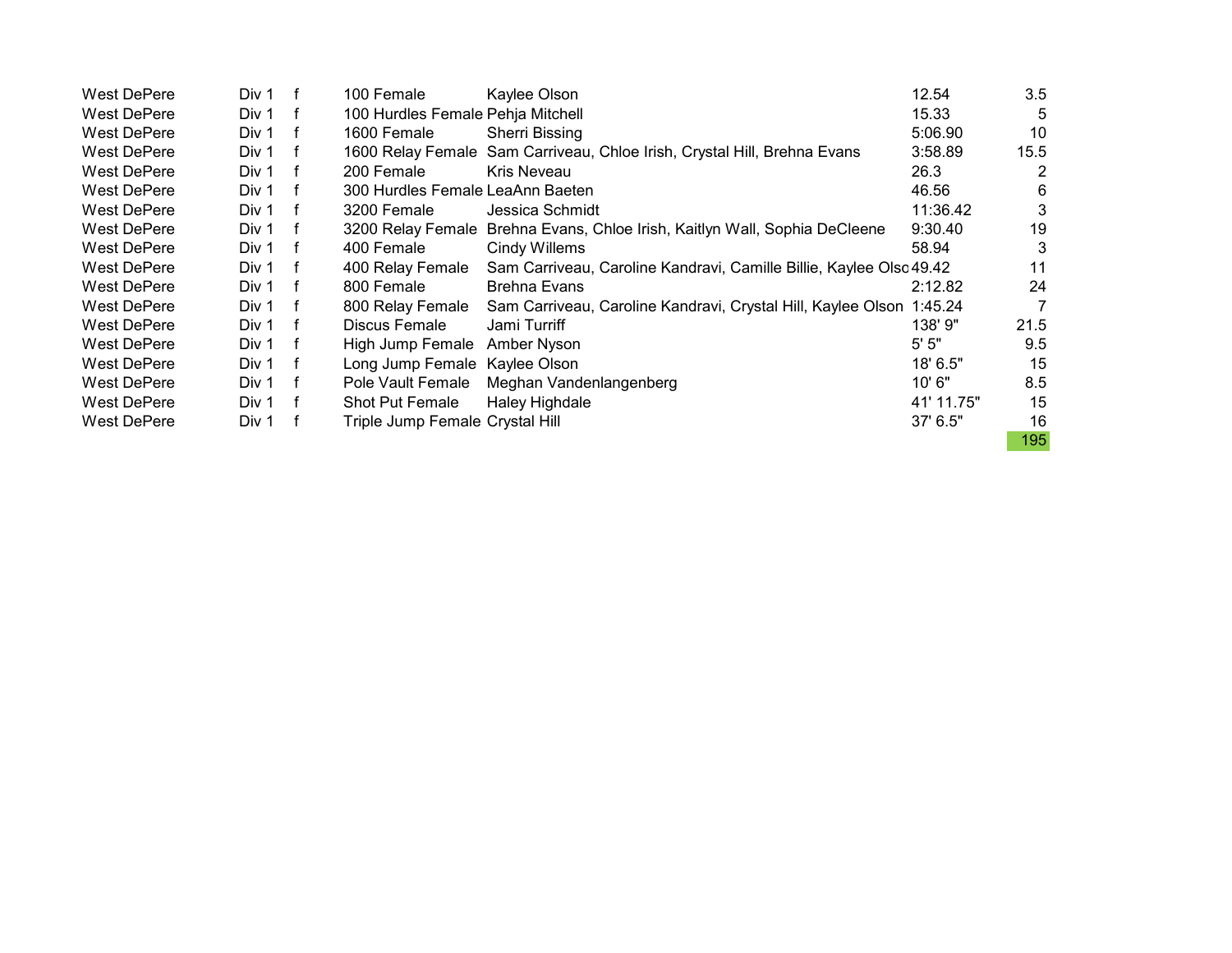| | | | | | | |
|---|---|---|---|---|---|---|
| West DePere | Div 1 | f | 100 Female | Kaylee Olson | 12.54 | 3.5 |
| West DePere | Div 1 | f | 100 Hurdles Female | Pehja Mitchell | 15.33 | 5 |
| West DePere | Div 1 | f | 1600 Female | Sherri Bissing | 5:06.90 | 10 |
| West DePere | Div 1 | f | 1600 Relay Female | Sam Carriveau, Chloe Irish, Crystal Hill, Brehna Evans | 3:58.89 | 15.5 |
| West DePere | Div 1 | f | 200 Female | Kris Neveau | 26.3 | 2 |
| West DePere | Div 1 | f | 300 Hurdles Female | LeaAnn Baeten | 46.56 | 6 |
| West DePere | Div 1 | f | 3200 Female | Jessica Schmidt | 11:36.42 | 3 |
| West DePere | Div 1 | f | 3200 Relay Female | Brehna Evans, Chloe Irish, Kaitlyn Wall, Sophia DeCleene | 9:30.40 | 19 |
| West DePere | Div 1 | f | 400 Female | Cindy Willems | 58.94 | 3 |
| West DePere | Div 1 | f | 400 Relay Female | Sam Carriveau, Caroline Kandravi, Camille Billie, Kaylee Olso | 49.42 | 11 |
| West DePere | Div 1 | f | 800 Female | Brehna Evans | 2:12.82 | 24 |
| West DePere | Div 1 | f | 800 Relay Female | Sam Carriveau, Caroline Kandravi, Crystal Hill, Kaylee Olson | 1:45.24 | 7 |
| West DePere | Div 1 | f | Discus Female | Jami Turriff | 138' 9" | 21.5 |
| West DePere | Div 1 | f | High Jump Female | Amber Nyson | 5' 5" | 9.5 |
| West DePere | Div 1 | f | Long Jump Female | Kaylee Olson | 18' 6.5" | 15 |
| West DePere | Div 1 | f | Pole Vault Female | Meghan Vandenlangenberg | 10' 6" | 8.5 |
| West DePere | Div 1 | f | Shot Put Female | Haley Highdale | 41' 11.75" | 15 |
| West DePere | Div 1 | f | Triple Jump Female | Crystal Hill | 37' 6.5" | 16 |
| | | | | | | 195 |